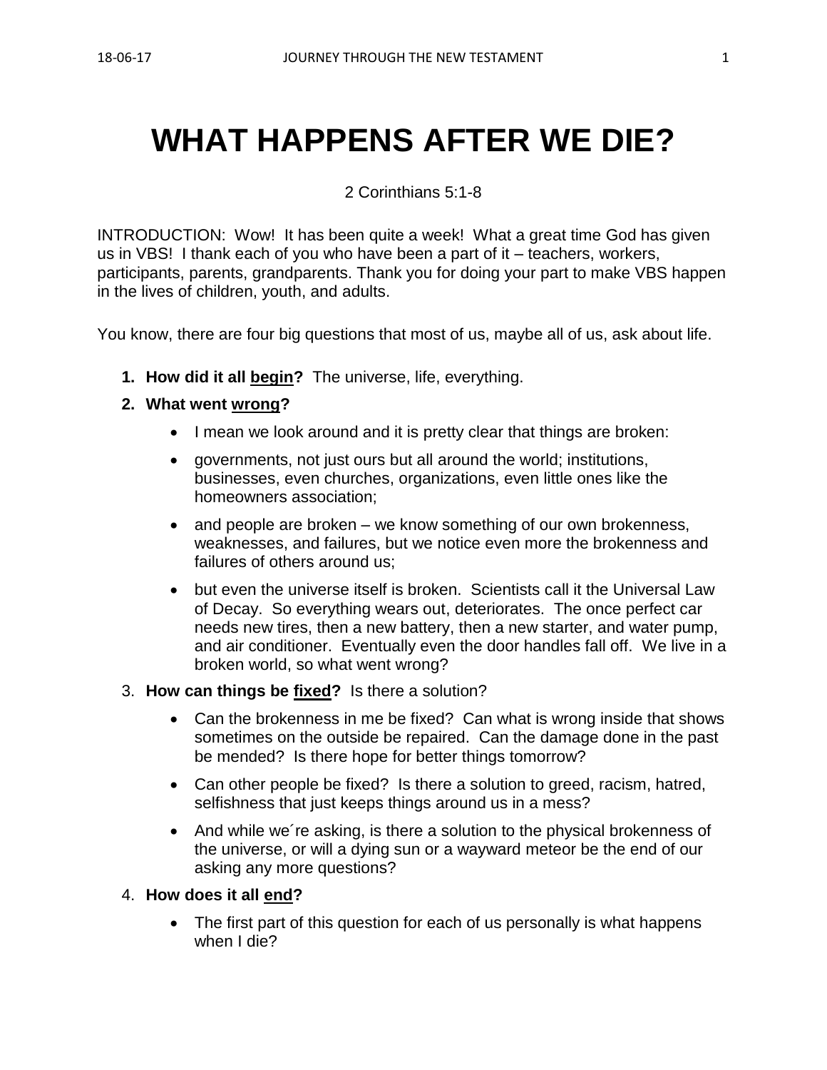# WHAT HAPPENS AFTER WE DIE?

2 Corinthians 5:1-8

INTRODUCTION: Wow! It has been quite a week! What a great time God has given us in VBS! I thank each of you who have been a part of it – teachers, workers, participants, parents, grandparents. Thank you for doing your part to make VBS happen in the lives of children, youth, and adults.

You know, there are four big questions that most of us, maybe all of us, ask about life.

1. **How did it all <u>begin</u>?** The universe, life, everything.
2. **What went <u>wrong</u>?**
   - I mean we look around and it is pretty clear that things are broken:
   - governments, not just ours but all around the world; institutions, businesses, even churches, organizations, even little ones like the homeowners association;
   - and people are broken – we know something of our own brokenness, weaknesses, and failures, but we notice even more the brokenness and failures of others around us;
   - but even the universe itself is broken. Scientists call it the Universal Law of Decay. So everything wears out, deteriorates. The once perfect car needs new tires, then a new battery, then a new starter, and water pump, and air conditioner. Eventually even the door handles fall off. We live in a broken world, so what went wrong?
3. **How can things be <u>fixed</u>?** Is there a solution?
   - Can the brokenness in me be fixed? Can what is wrong inside that shows sometimes on the outside be repaired. Can the damage done in the past be mended? Is there hope for better things tomorrow?
   - Can other people be fixed? Is there a solution to greed, racism, hatred, selfishness that just keeps things around us in a mess?
   - And while we´re asking, is there a solution to the physical brokenness of the universe, or will a dying sun or a wayward meteor be the end of our asking any more questions?
4. **How does it all <u>end</u>?**
   - The first part of this question for each of us personally is what happens when I die?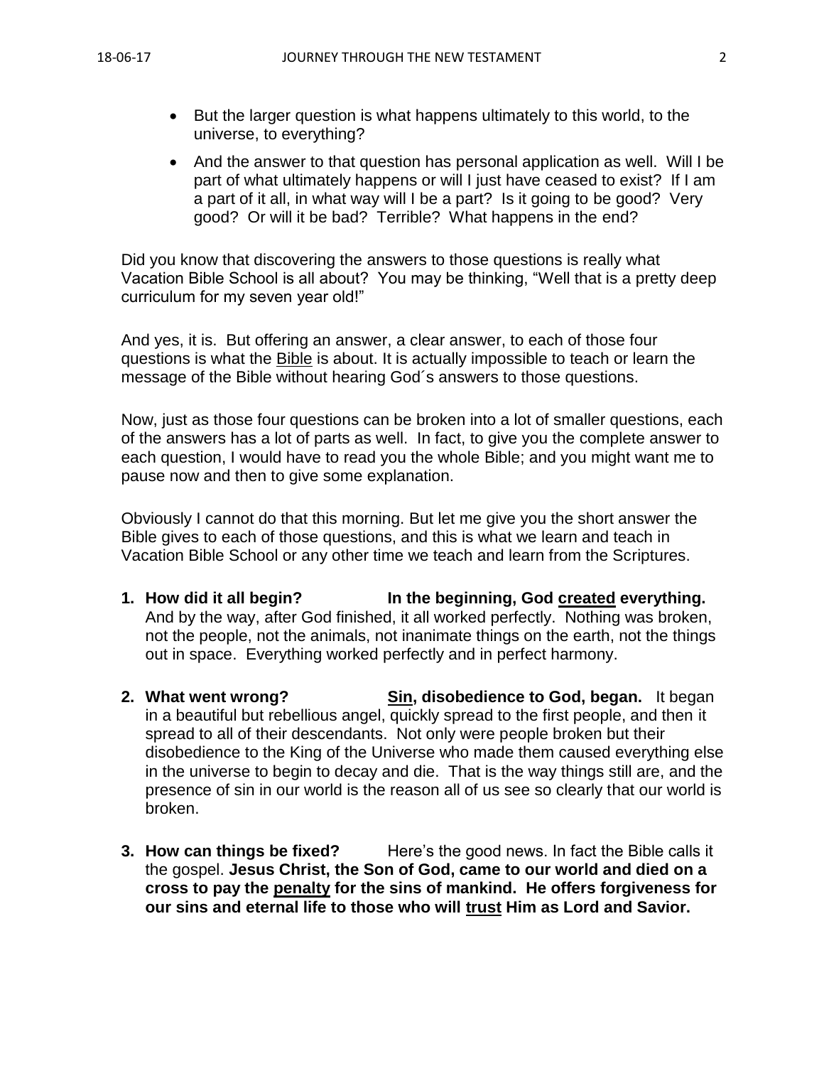- But the larger question is what happens ultimately to this world, to the universe, to everything?
- And the answer to that question has personal application as well. Will I be part of what ultimately happens or will I just have ceased to exist? If I am a part of it all, in what way will I be a part? Is it going to be good? Very good? Or will it be bad? Terrible? What happens in the end?

Did you know that discovering the answers to those questions is really what Vacation Bible School is all about? You may be thinking, "Well that is a pretty deep curriculum for my seven year old!"

And yes, it is. But offering an answer, a clear answer, to each of those four questions is what the <u>Bible</u> is about. It is actually impossible to teach or learn the message of the Bible without hearing God´s answers to those questions.

Now, just as those four questions can be broken into a lot of smaller questions, each of the answers has a lot of parts as well. In fact, to give you the complete answer to each question, I would have to read you the whole Bible; and you might want me to pause now and then to give some explanation.

Obviously I cannot do that this morning. But let me give you the short answer the Bible gives to each of those questions, and this is what we learn and teach in Vacation Bible School or any other time we teach and learn from the Scriptures.

1. **How did it all begin?** **In the beginning, God <u>created</u> everything.** And by the way, after God finished, it all worked perfectly. Nothing was broken, not the people, not the animals, not inanimate things on the earth, not the things out in space. Everything worked perfectly and in perfect harmony.

2. **What went wrong?** **<u>Sin</u>, disobedience to God, began.** It began in a beautiful but rebellious angel, quickly spread to the first people, and then it spread to all of their descendants. Not only were people broken but their disobedience to the King of the Universe who made them caused everything else in the universe to begin to decay and die. That is the way things still are, and the presence of sin in our world is the reason all of us see so clearly that our world is broken.

3. **How can things be fixed?** Here's the good news. In fact the Bible calls it the gospel. **Jesus Christ, the Son of God, came to our world and died on a cross to pay the <u>penalty</u> for the sins of mankind. He offers forgiveness for our sins and eternal life to those who will <u>trust</u> Him as Lord and Savior.**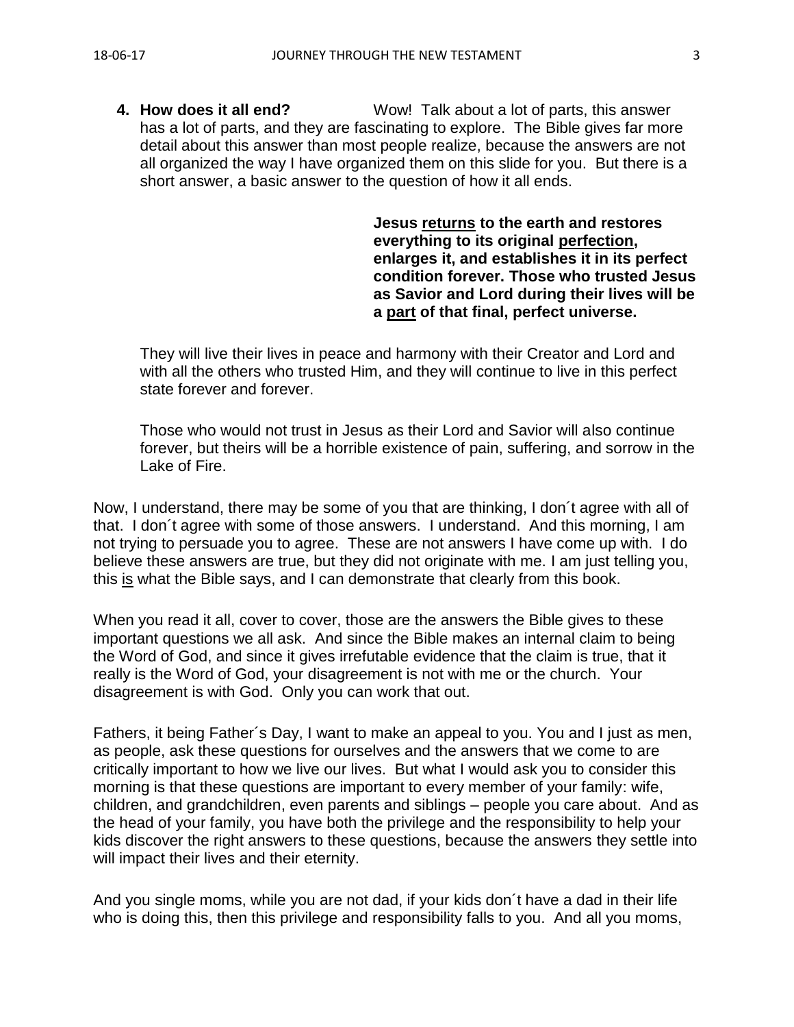4. **How does it all end?** Wow! Talk about a lot of parts, this answer has a lot of parts, and they are fascinating to explore. The Bible gives far more detail about this answer than most people realize, because the answers are not all organized the way I have organized them on this slide for you. But there is a short answer, a basic answer to the question of how it all ends.

   **Jesus <u>returns</u> to the earth and restores everything to its original <u>perfection</u>, enlarges it, and establishes it in its perfect condition forever. Those who trusted Jesus as Savior and Lord during their lives will be a <u>part</u> of that final, perfect universe.**

   They will live their lives in peace and harmony with their Creator and Lord and with all the others who trusted Him, and they will continue to live in this perfect state forever and forever.

   Those who would not trust in Jesus as their Lord and Savior will also continue forever, but theirs will be a horrible existence of pain, suffering, and sorrow in the Lake of Fire.

Now, I understand, there may be some of you that are thinking, I don´t agree with all of that. I don´t agree with some of those answers. I understand. And this morning, I am not trying to persuade you to agree. These are not answers I have come up with. I do believe these answers are true, but they did not originate with me. I am just telling you, this <u>is</u> what the Bible says, and I can demonstrate that clearly from this book.

When you read it all, cover to cover, those are the answers the Bible gives to these important questions we all ask. And since the Bible makes an internal claim to being the Word of God, and since it gives irrefutable evidence that the claim is true, that it really is the Word of God, your disagreement is not with me or the church. Your disagreement is with God. Only you can work that out.

Fathers, it being Father´s Day, I want to make an appeal to you. You and I just as men, as people, ask these questions for ourselves and the answers that we come to are critically important to how we live our lives. But what I would ask you to consider this morning is that these questions are important to every member of your family: wife, children, and grandchildren, even parents and siblings – people you care about. And as the head of your family, you have both the privilege and the responsibility to help your kids discover the right answers to these questions, because the answers they settle into will impact their lives and their eternity.

And you single moms, while you are not dad, if your kids don´t have a dad in their life who is doing this, then this privilege and responsibility falls to you. And all you moms,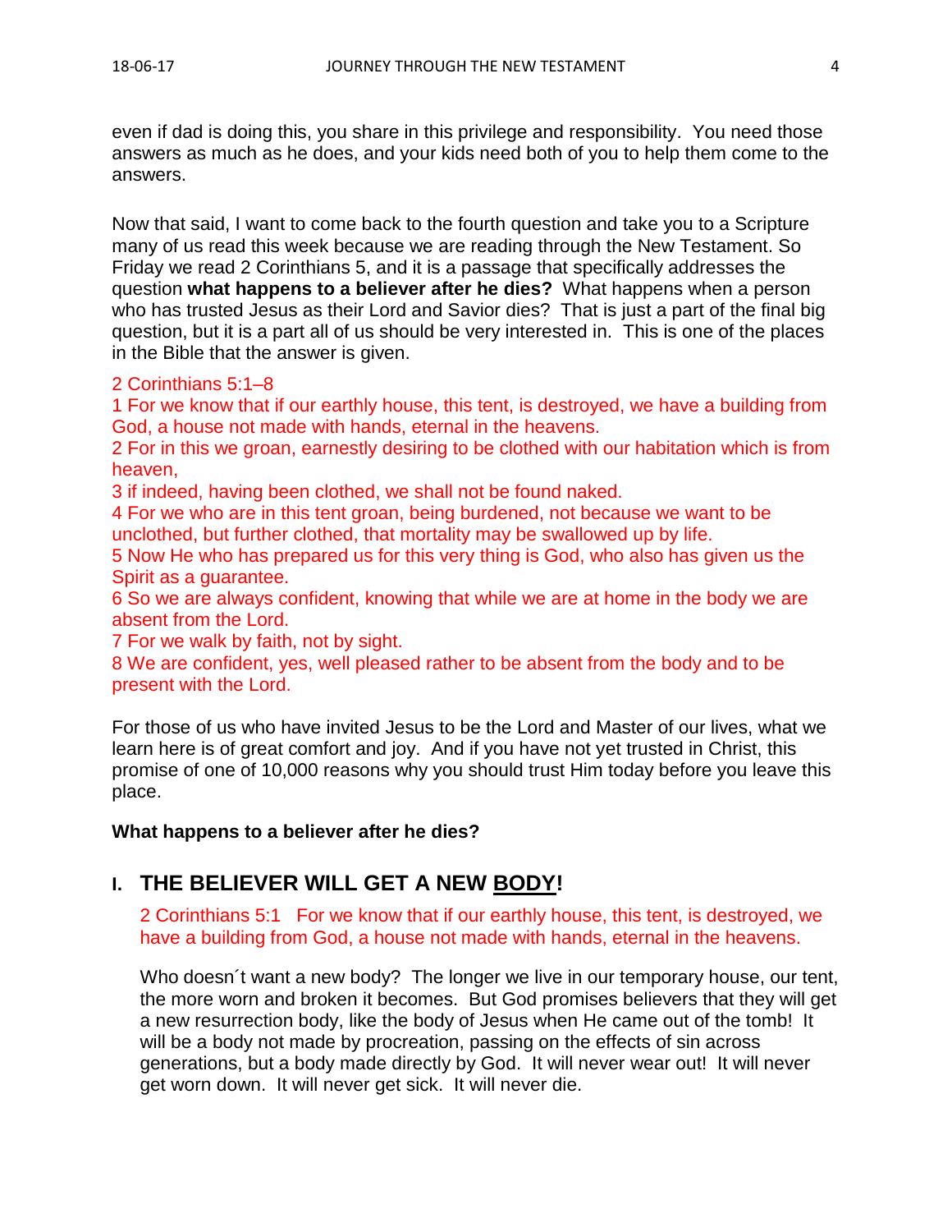even if dad is doing this, you share in this privilege and responsibility. You need those answers as much as he does, and your kids need both of you to help them come to the answers.

Now that said, I want to come back to the fourth question and take you to a Scripture many of us read this week because we are reading through the New Testament. So Friday we read 2 Corinthians 5, and it is a passage that specifically addresses the question **what happens to a believer after he dies?** What happens when a person who has trusted Jesus as their Lord and Savior dies? That is just a part of the final big question, but it is a part all of us should be very interested in. This is one of the places in the Bible that the answer is given.

2 Corinthians 5:1–8

1 For we know that if our earthly house, this tent, is destroyed, we have a building from God, a house not made with hands, eternal in the heavens.

2 For in this we groan, earnestly desiring to be clothed with our habitation which is from heaven,

3 if indeed, having been clothed, we shall not be found naked.

4 For we who are in this tent groan, being burdened, not because we want to be unclothed, but further clothed, that mortality may be swallowed up by life.

5 Now He who has prepared us for this very thing is God, who also has given us the Spirit as a guarantee.

6 So we are always confident, knowing that while we are at home in the body we are absent from the Lord.

7 For we walk by faith, not by sight.

8 We are confident, yes, well pleased rather to be absent from the body and to be present with the Lord.

For those of us who have invited Jesus to be the Lord and Master of our lives, what we learn here is of great comfort and joy. And if you have not yet trusted in Christ, this promise of one of 10,000 reasons why you should trust Him today before you leave this place.

**What happens to a believer after he dies?**

## I. THE BELIEVER WILL GET A NEW BODY!

2 Corinthians 5:1 For we know that if our earthly house, this tent, is destroyed, we have a building from God, a house not made with hands, eternal in the heavens.

Who doesn´t want a new body? The longer we live in our temporary house, our tent, the more worn and broken it becomes. But God promises believers that they will get a new resurrection body, like the body of Jesus when He came out of the tomb! It will be a body not made by procreation, passing on the effects of sin across generations, but a body made directly by God. It will never wear out! It will never get worn down. It will never get sick. It will never die.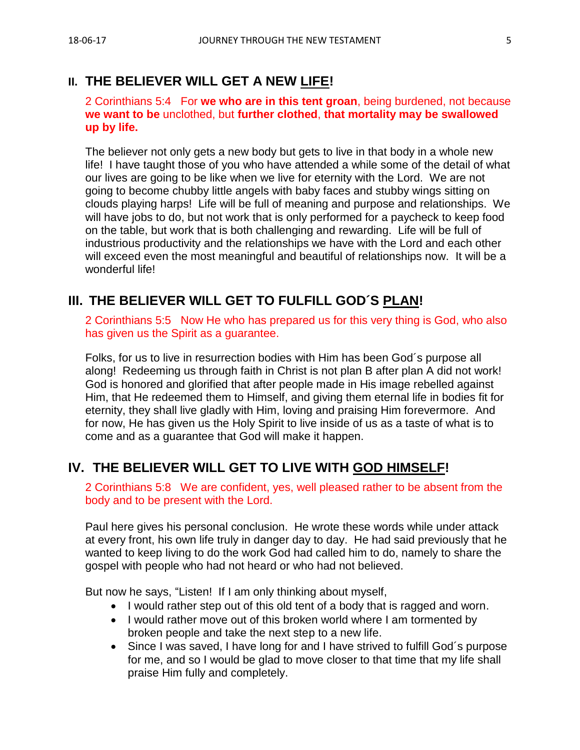## II. THE BELIEVER WILL GET A NEW LIFE!

2 Corinthians 5:4   For **we who are in this tent groan**, being burdened, not because **we want to be** unclothed, but **further clothed**, **that mortality may be swallowed up by life.**

The believer not only gets a new body but gets to live in that body in a whole new life! I have taught those of you who have attended a while some of the detail of what our lives are going to be like when we live for eternity with the Lord. We are not going to become chubby little angels with baby faces and stubby wings sitting on clouds playing harps! Life will be full of meaning and purpose and relationships. We will have jobs to do, but not work that is only performed for a paycheck to keep food on the table, but work that is both challenging and rewarding. Life will be full of industrious productivity and the relationships we have with the Lord and each other will exceed even the most meaningful and beautiful of relationships now. It will be a wonderful life!

## III. THE BELIEVER WILL GET TO FULFILL GOD´S PLAN!

2 Corinthians 5:5   Now He who has prepared us for this very thing is God, who also has given us the Spirit as a guarantee.

Folks, for us to live in resurrection bodies with Him has been God´s purpose all along! Redeeming us through faith in Christ is not plan B after plan A did not work! God is honored and glorified that after people made in His image rebelled against Him, that He redeemed them to Himself, and giving them eternal life in bodies fit for eternity, they shall live gladly with Him, loving and praising Him forevermore. And for now, He has given us the Holy Spirit to live inside of us as a taste of what is to come and as a guarantee that God will make it happen.

## IV. THE BELIEVER WILL GET TO LIVE WITH GOD HIMSELF!

2 Corinthians 5:8   We are confident, yes, well pleased rather to be absent from the body and to be present with the Lord.

Paul here gives his personal conclusion. He wrote these words while under attack at every front, his own life truly in danger day to day. He had said previously that he wanted to keep living to do the work God had called him to do, namely to share the gospel with people who had not heard or who had not believed.

But now he says, "Listen! If I am only thinking about myself,

- I would rather step out of this old tent of a body that is ragged and worn.
- I would rather move out of this broken world where I am tormented by broken people and take the next step to a new life.
- Since I was saved, I have long for and I have strived to fulfill God´s purpose for me, and so I would be glad to move closer to that time that my life shall praise Him fully and completely.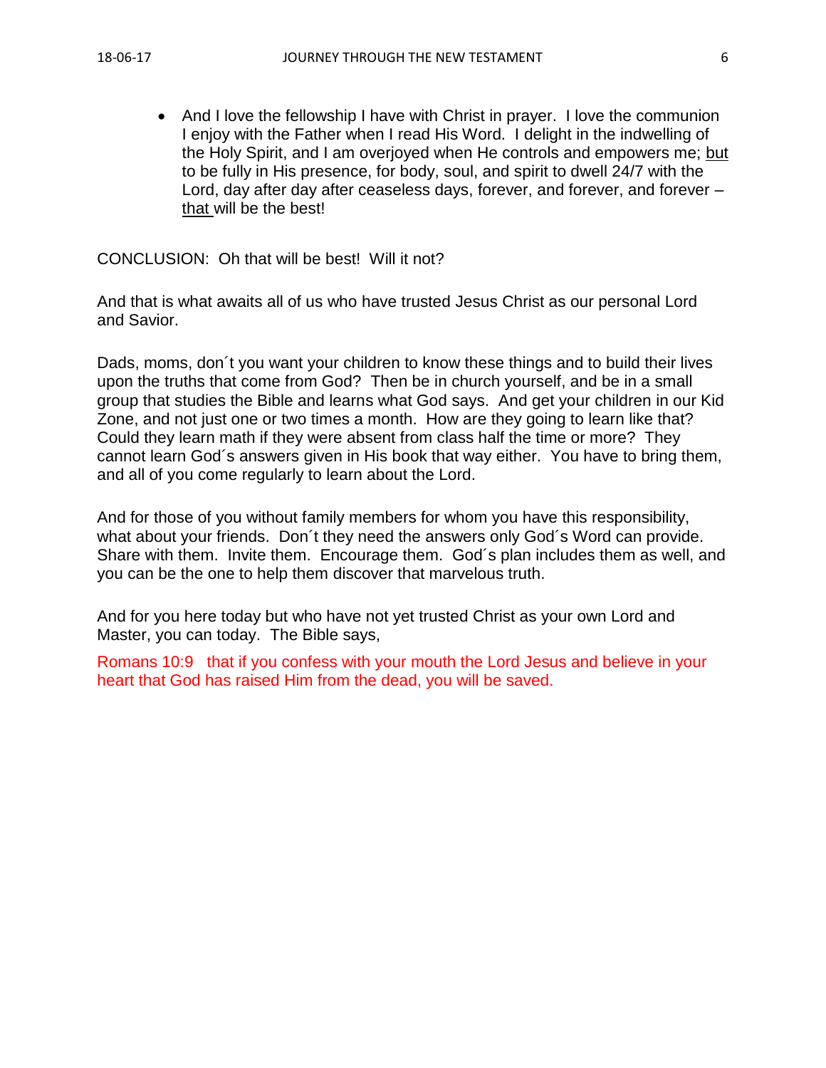- And I love the fellowship I have with Christ in prayer. I love the communion I enjoy with the Father when I read His Word. I delight in the indwelling of the Holy Spirit, and I am overjoyed when He controls and empowers me; <u>but</u> to be fully in His presence, for body, soul, and spirit to dwell 24/7 with the Lord, day after day after ceaseless days, forever, and forever, and forever – <u>that</u> will be the best!

CONCLUSION: Oh that will be best! Will it not?

And that is what awaits all of us who have trusted Jesus Christ as our personal Lord and Savior.

Dads, moms, don´t you want your children to know these things and to build their lives upon the truths that come from God? Then be in church yourself, and be in a small group that studies the Bible and learns what God says. And get your children in our Kid Zone, and not just one or two times a month. How are they going to learn like that? Could they learn math if they were absent from class half the time or more? They cannot learn God´s answers given in His book that way either. You have to bring them, and all of you come regularly to learn about the Lord.

And for those of you without family members for whom you have this responsibility, what about your friends. Don´t they need the answers only God´s Word can provide. Share with them. Invite them. Encourage them. God´s plan includes them as well, and you can be the one to help them discover that marvelous truth.

And for you here today but who have not yet trusted Christ as your own Lord and Master, you can today. The Bible says,

Romans 10:9 that if you confess with your mouth the Lord Jesus and believe in your heart that God has raised Him from the dead, you will be saved.